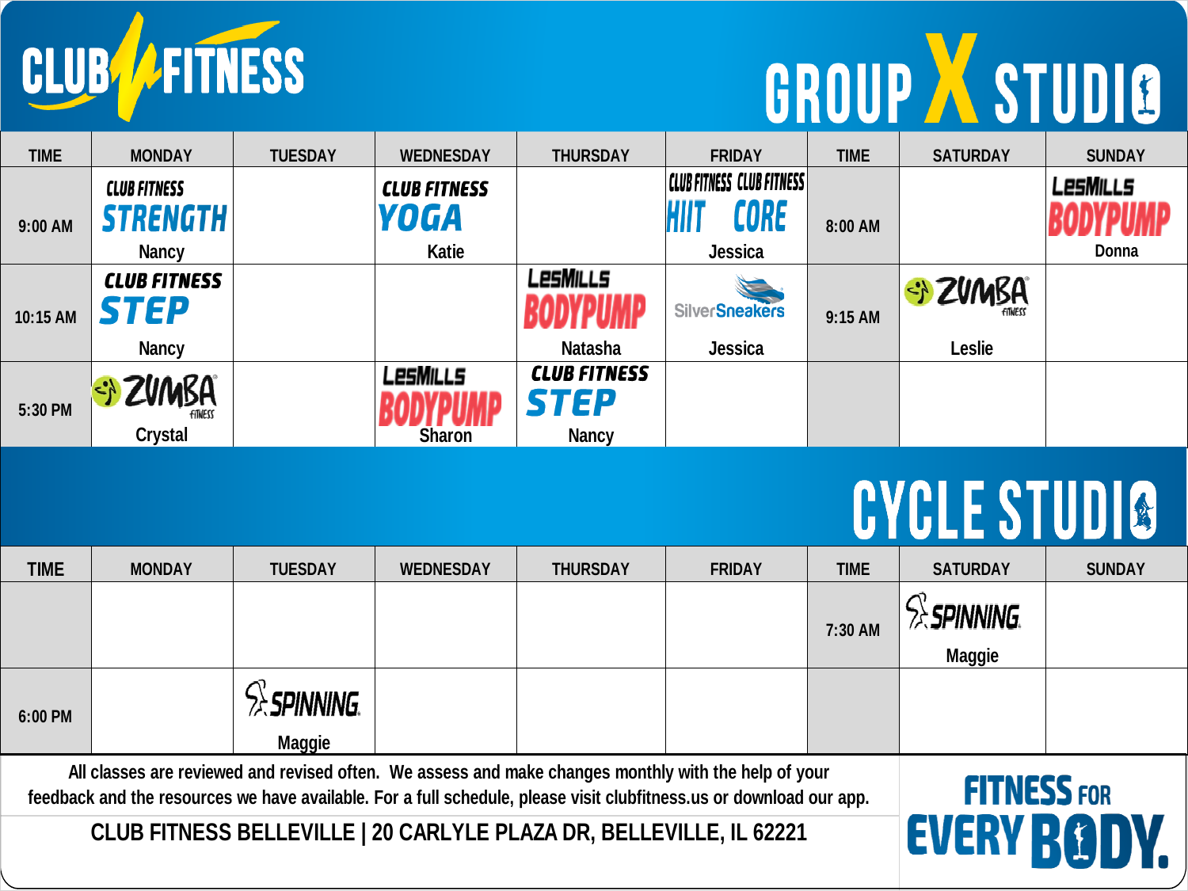# CLUB FITNESS

## GROUP X STUDIO

| TIME | MONDAY | TUESDAY | WEDNESDAY | THURSDAY | FRIDAY | TIME | SATURDAY | SUNDAY |
|---|---|---|---|---|---|---|---|---|
| 9:00 AM | CLUB FITNESS STRENGTH Nancy | | CLUB FITNESS YOGA Katie | | CLUB FITNESS HIIT / CLUB FITNESS CORE Jessica | 8:00 AM | | LesMills BODYPUMP Donna |
| 10:15 AM | CLUB FITNESS STEP Nancy | | | LesMills BODYPUMP Natasha | SilverSneakers Jessica | 9:15 AM | ZUMBA FITNESS Leslie | |
| 5:30 PM | ZUMBA FITNESS Crystal | | LesMills BODYPUMP Sharon | CLUB FITNESS STEP Nancy | | | | |

## CYCLE STUDIO

| TIME | MONDAY | TUESDAY | WEDNESDAY | THURSDAY | FRIDAY | TIME | SATURDAY | SUNDAY |
|---|---|---|---|---|---|---|---|---|
| | | | | | | 7:30 AM | SPINNING Maggie | |
| 6:00 PM | | SPINNING Maggie | | | | | | |

All classes are reviewed and revised often. We assess and make changes monthly with the help of your feedback and the resources we have available. For a full schedule, please visit clubfitness.us or download our app.

**CLUB FITNESS BELLEVILLE | 20 CARLYLE PLAZA DR, BELLEVILLE, IL 62221**

**FITNESS FOR EVERY BODY.**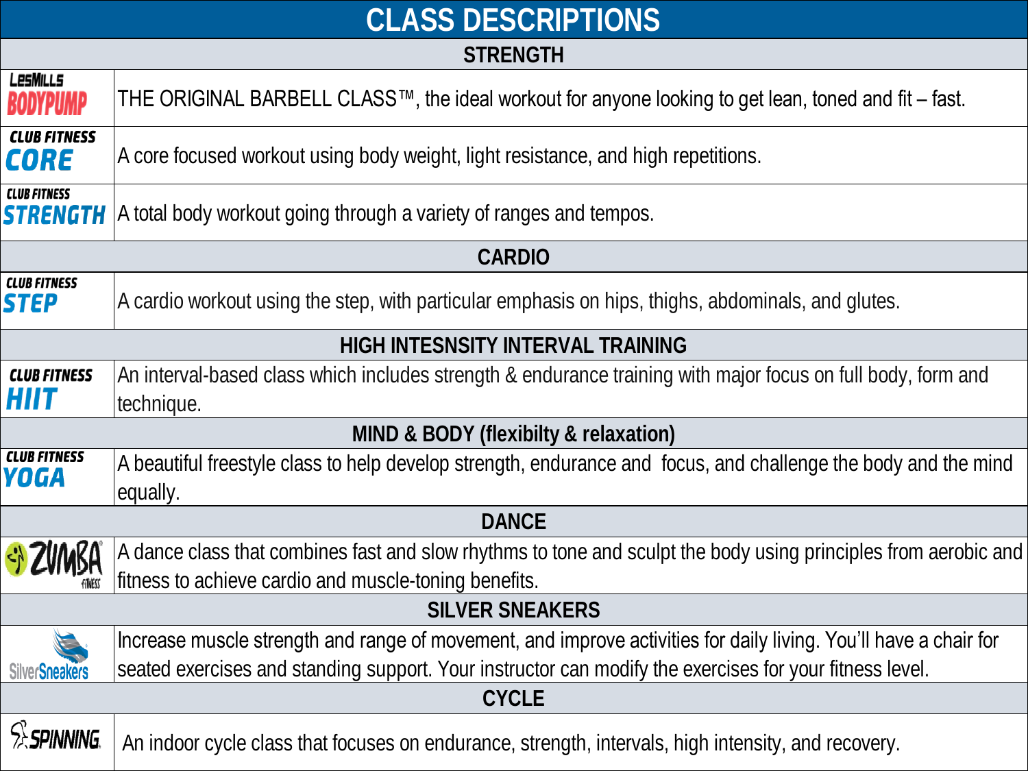# CLASS DESCRIPTIONS

| | |
|---|---|
| **STRENGTH** | |
| LesMills BODYPUMP | THE ORIGINAL BARBELL CLASS™, the ideal workout for anyone looking to get lean, toned and fit – fast. |
| CLUB FITNESS CORE | A core focused workout using body weight, light resistance, and high repetitions. |
| CLUB FITNESS STRENGTH | A total body workout going through a variety of ranges and tempos. |
| **CARDIO** | |
| CLUB FITNESS STEP | A cardio workout using the step, with particular emphasis on hips, thighs, abdominals, and glutes. |
| **HIGH INTESNSITY INTERVAL TRAINING** | |
| CLUB FITNESS HIIT | An interval-based class which includes strength & endurance training with major focus on full body, form and technique. |
| **MIND & BODY (flexibilty & relaxation)** | |
| CLUB FITNESS YOGA | A beautiful freestyle class to help develop strength, endurance and focus, and challenge the body and the mind equally. |
| **DANCE** | |
| ZUMBA fitness | A dance class that combines fast and slow rhythms to tone and sculpt the body using principles from aerobic and fitness to achieve cardio and muscle-toning benefits. |
| **SILVER SNEAKERS** | |
| SilverSneakers | Increase muscle strength and range of movement, and improve activities for daily living. You'll have a chair for seated exercises and standing support. Your instructor can modify the exercises for your fitness level. |
| **CYCLE** | |
| SPINNING | An indoor cycle class that focuses on endurance, strength, intervals, high intensity, and recovery. |